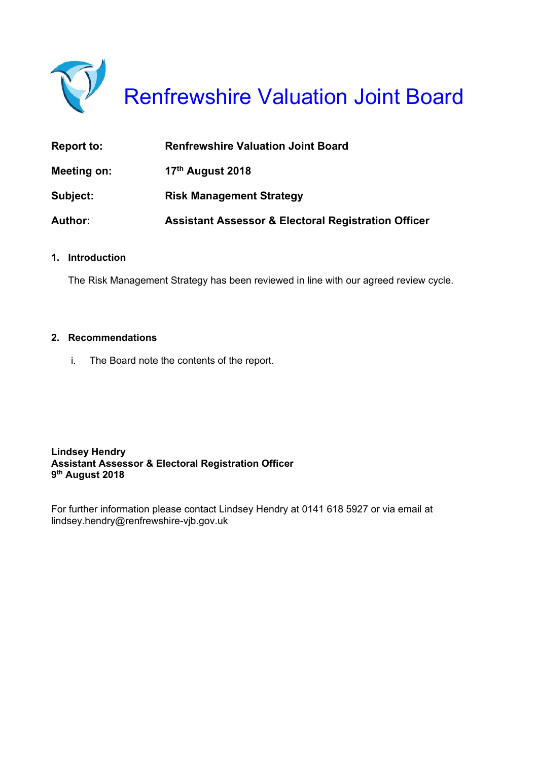# Renfrewshire Valuation Joint Board

| | |
|---|---|
| **Report to:** | **Renfrewshire Valuation Joint Board** |
| **Meeting on:** | **17th August 2018** |
| **Subject:** | **Risk Management Strategy** |
| **Author:** | **Assistant Assessor & Electoral Registration Officer** |

## 1. Introduction

The Risk Management Strategy has been reviewed in line with our agreed review cycle.

## 2. Recommendations

i. The Board note the contents of the report.

**Lindsey Hendry**
**Assistant Assessor & Electoral Registration Officer**
**9th August 2018**

For further information please contact Lindsey Hendry at 0141 618 5927 or via email at lindsey.hendry@renfrewshire-vjb.gov.uk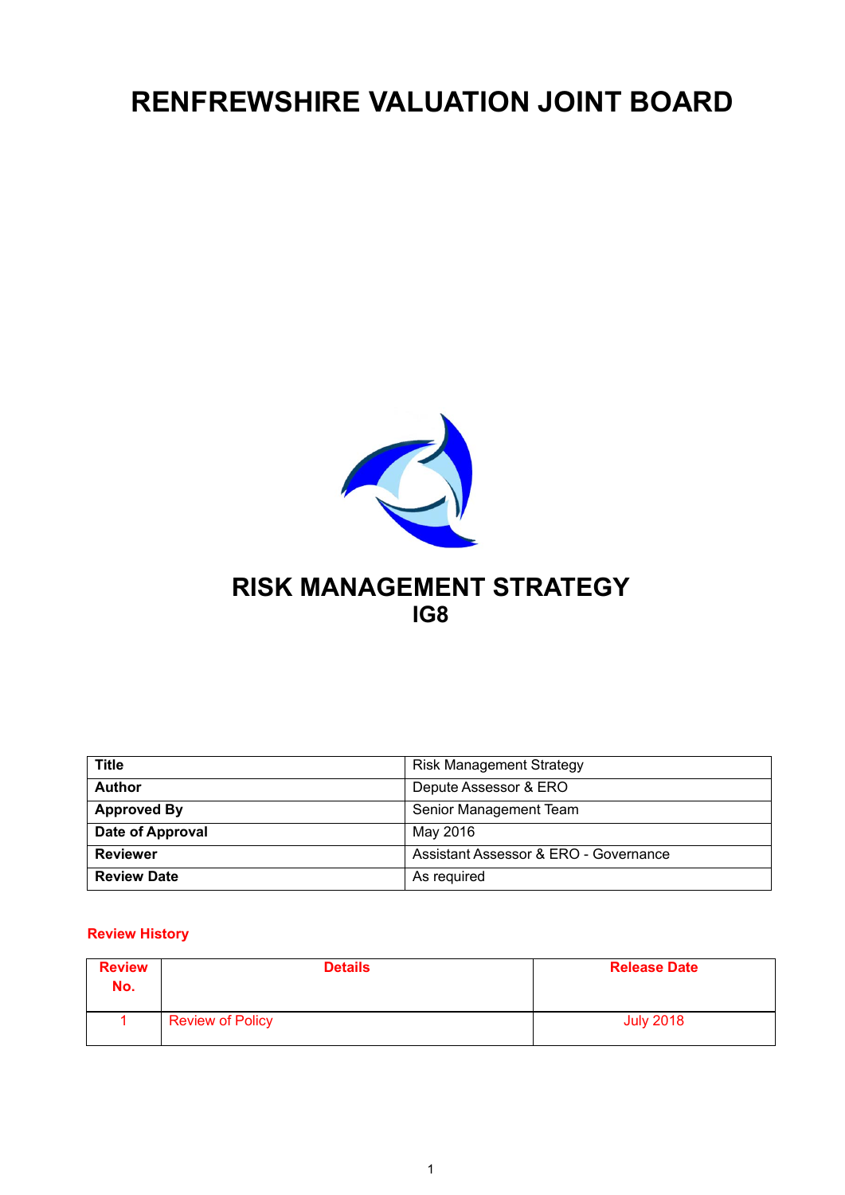# RENFREWSHIRE VALUATION JOINT BOARD

## RISK MANAGEMENT STRATEGY

## IG8

| Title | Risk Management Strategy |
|---|---|
| Author | Depute Assessor & ERO |
| Approved By | Senior Management Team |
| Date of Approval | May 2016 |
| Reviewer | Assistant Assessor & ERO - Governance |
| Review Date | As required |

**Review History**

| Review No. | Details | Release Date |
|---|---|---|
| 1 | Review of Policy | July 2018 |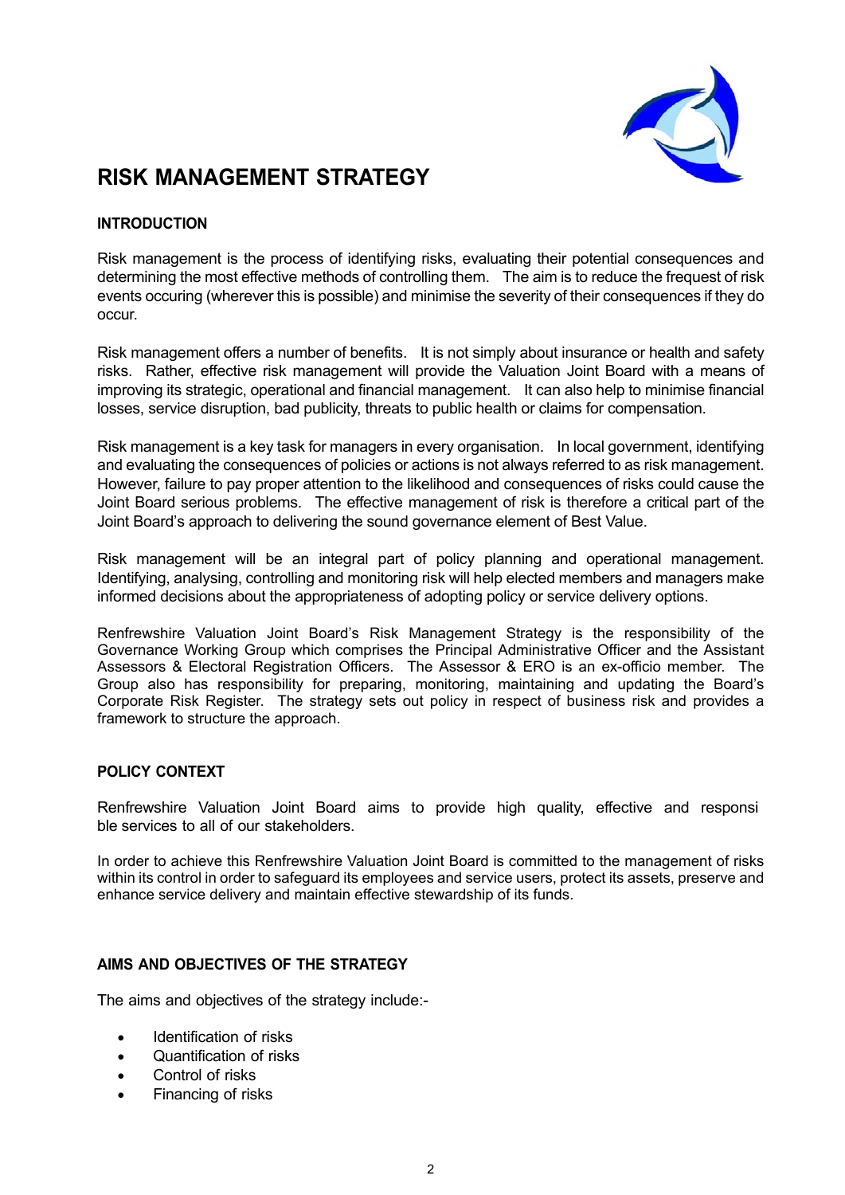# RISK MANAGEMENT STRATEGY

## INTRODUCTION

Risk management is the process of identifying risks, evaluating their potential consequences and determining the most effective methods of controlling them. The aim is to reduce the frequest of risk events occuring (wherever this is possible) and minimise the severity of their consequences if they do occur.

Risk management offers a number of benefits. It is not simply about insurance or health and safety risks. Rather, effective risk management will provide the Valuation Joint Board with a means of improving its strategic, operational and financial management. It can also help to minimise financial losses, service disruption, bad publicity, threats to public health or claims for compensation.

Risk management is a key task for managers in every organisation. In local government, identifying and evaluating the consequences of policies or actions is not always referred to as risk management. However, failure to pay proper attention to the likelihood and consequences of risks could cause the Joint Board serious problems. The effective management of risk is therefore a critical part of the Joint Board's approach to delivering the sound governance element of Best Value.

Risk management will be an integral part of policy planning and operational management. Identifying, analysing, controlling and monitoring risk will help elected members and managers make informed decisions about the appropriateness of adopting policy or service delivery options.

Renfrewshire Valuation Joint Board's Risk Management Strategy is the responsibility of the Governance Working Group which comprises the Principal Administrative Officer and the Assistant Assessors & Electoral Registration Officers. The Assessor & ERO is an ex-officio member. The Group also has responsibility for preparing, monitoring, maintaining and updating the Board's Corporate Risk Register. The strategy sets out policy in respect of business risk and provides a framework to structure the approach.

## POLICY CONTEXT

Renfrewshire Valuation Joint Board aims to provide high quality, effective and responsi ble services to all of our stakeholders.

In order to achieve this Renfrewshire Valuation Joint Board is committed to the management of risks within its control in order to safeguard its employees and service users, protect its assets, preserve and enhance service delivery and maintain effective stewardship of its funds.

## AIMS AND OBJECTIVES OF THE STRATEGY

The aims and objectives of the strategy include:-

- Identification of risks
- Quantification of risks
- Control of risks
- Financing of risks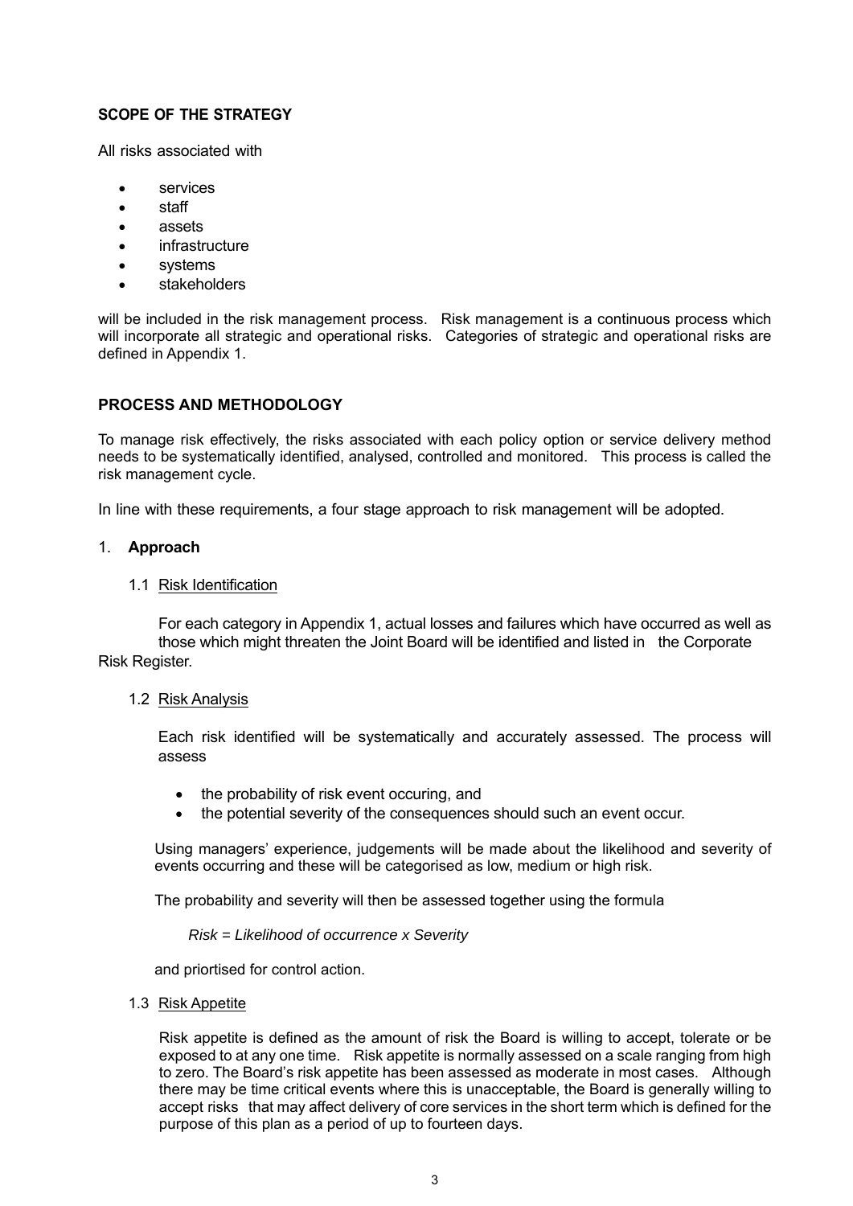**SCOPE OF THE STRATEGY**

All risks associated with

- services
- staff
- assets
- infrastructure
- systems
- stakeholders

will be included in the risk management process. Risk management is a continuous process which will incorporate all strategic and operational risks. Categories of strategic and operational risks are defined in Appendix 1.

**PROCESS AND METHODOLOGY**

To manage risk effectively, the risks associated with each policy option or service delivery method needs to be systematically identified, analysed, controlled and monitored. This process is called the risk management cycle.

In line with these requirements, a four stage approach to risk management will be adopted.

1. **Approach**

   1.1 Risk Identification

   For each category in Appendix 1, actual losses and failures which have occurred as well as those which might threaten the Joint Board will be identified and listed in the Corporate Risk Register.

   1.2 Risk Analysis

   Each risk identified will be systematically and accurately assessed. The process will assess

   - the probability of risk event occuring, and
   - the potential severity of the consequences should such an event occur.

   Using managers' experience, judgements will be made about the likelihood and severity of events occurring and these will be categorised as low, medium or high risk.

   The probability and severity will then be assessed together using the formula

   *Risk = Likelihood of occurrence x Severity*

   and priortised for control action.

   1.3 Risk Appetite

   Risk appetite is defined as the amount of risk the Board is willing to accept, tolerate or be exposed to at any one time. Risk appetite is normally assessed on a scale ranging from high to zero. The Board's risk appetite has been assessed as moderate in most cases. Although there may be time critical events where this is unacceptable, the Board is generally willing to accept risks that may affect delivery of core services in the short term which is defined for the purpose of this plan as a period of up to fourteen days.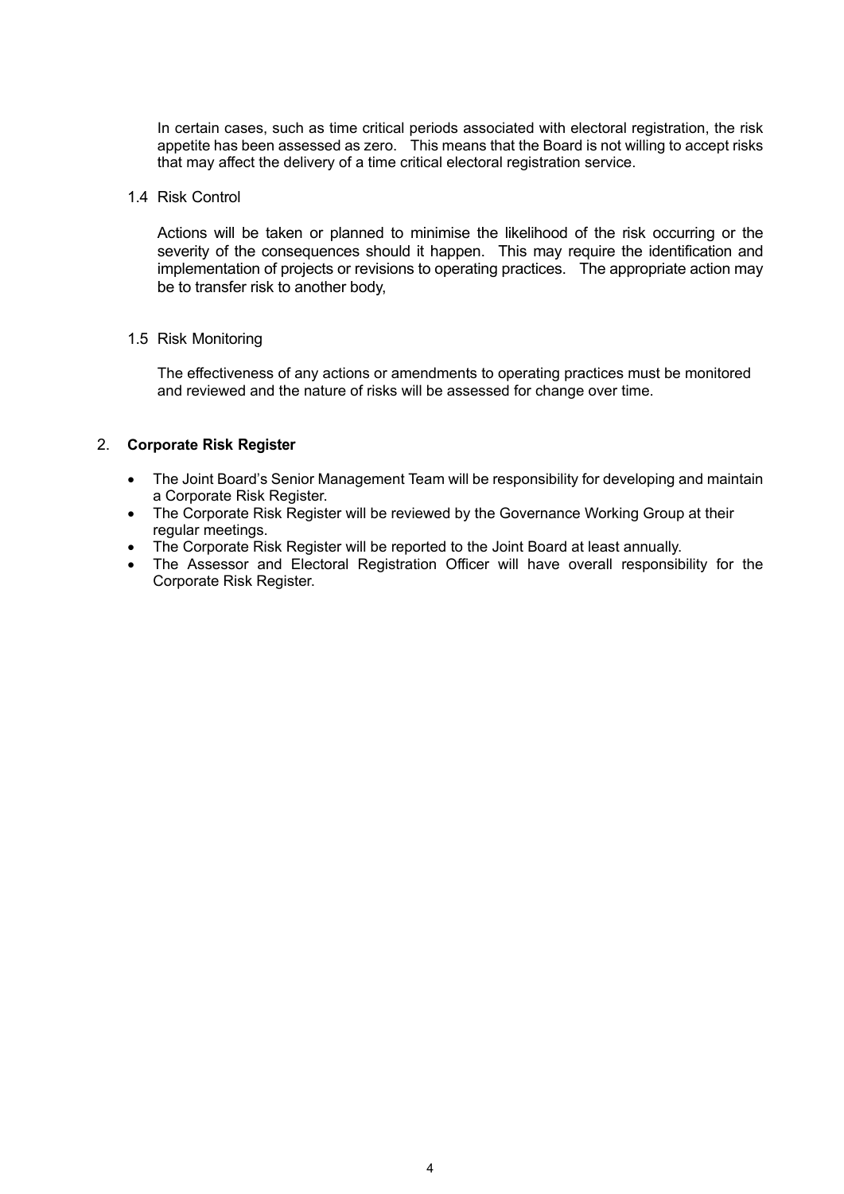In certain cases, such as time critical periods associated with electoral registration, the risk appetite has been assessed as zero. This means that the Board is not willing to accept risks that may affect the delivery of a time critical electoral registration service.

### 1.4 Risk Control

Actions will be taken or planned to minimise the likelihood of the risk occurring or the severity of the consequences should it happen. This may require the identification and implementation of projects or revisions to operating practices. The appropriate action may be to transfer risk to another body,

### 1.5 Risk Monitoring

The effectiveness of any actions or amendments to operating practices must be monitored and reviewed and the nature of risks will be assessed for change over time.

## 2. **Corporate Risk Register**

- The Joint Board's Senior Management Team will be responsibility for developing and maintain a Corporate Risk Register.
- The Corporate Risk Register will be reviewed by the Governance Working Group at their regular meetings.
- The Corporate Risk Register will be reported to the Joint Board at least annually.
- The Assessor and Electoral Registration Officer will have overall responsibility for the Corporate Risk Register.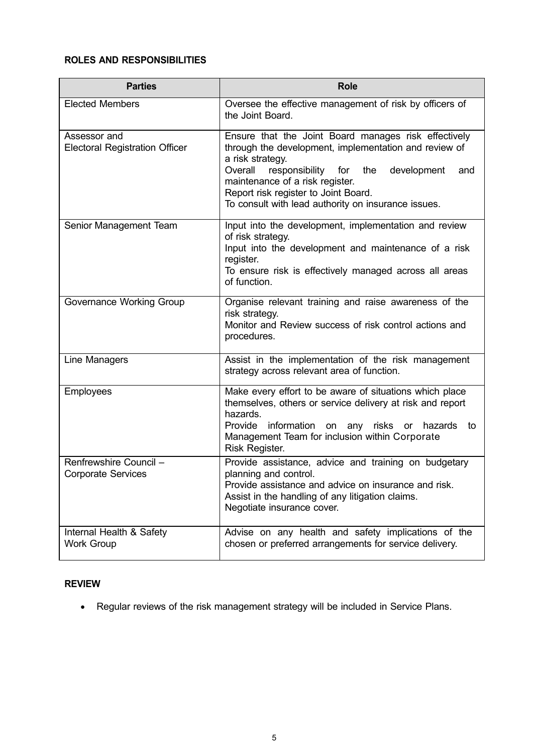**ROLES AND RESPONSIBILITIES**

| Parties | Role |
| --- | --- |
| Elected Members | Oversee the effective management of risk by officers of the Joint Board. |
| Assessor and Electoral Registration Officer | Ensure that the Joint Board manages risk effectively through the development, implementation and review of a risk strategy.<br>Overall responsibility for the development and maintenance of a risk register.<br>Report risk register to Joint Board.<br>To consult with lead authority on insurance issues. |
| Senior Management Team | Input into the development, implementation and review of risk strategy.<br>Input into the development and maintenance of a risk register.<br>To ensure risk is effectively managed across all areas of function. |
| Governance Working Group | Organise relevant training and raise awareness of the risk strategy.<br>Monitor and Review success of risk control actions and procedures. |
| Line Managers | Assist in the implementation of the risk management strategy across relevant area of function. |
| Employees | Make every effort to be aware of situations which place themselves, others or service delivery at risk and report hazards.<br>Provide information on any risks or hazards to Management Team for inclusion within Corporate Risk Register. |
| Renfrewshire Council – Corporate Services | Provide assistance, advice and training on budgetary planning and control.<br>Provide assistance and advice on insurance and risk.<br>Assist in the handling of any litigation claims.<br>Negotiate insurance cover. |
| Internal Health & Safety Work Group | Advise on any health and safety implications of the chosen or preferred arrangements for service delivery. |

**REVIEW**

- Regular reviews of the risk management strategy will be included in Service Plans.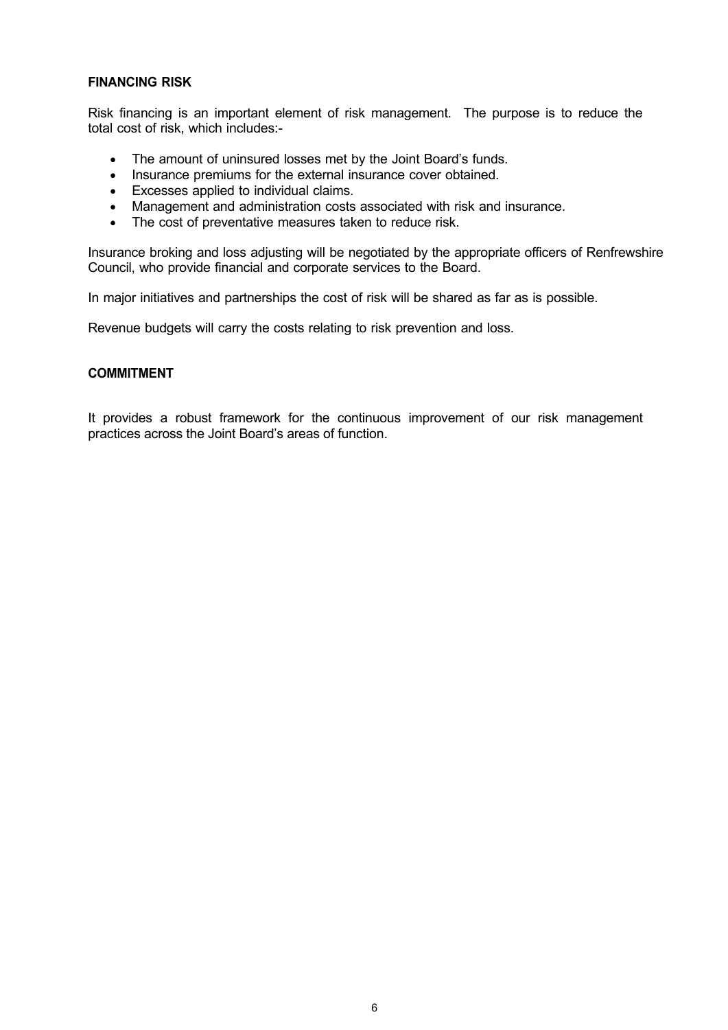## FINANCING RISK

Risk financing is an important element of risk management. The purpose is to reduce the total cost of risk, which includes:-

- The amount of uninsured losses met by the Joint Board's funds.
- Insurance premiums for the external insurance cover obtained.
- Excesses applied to individual claims.
- Management and administration costs associated with risk and insurance.
- The cost of preventative measures taken to reduce risk.

Insurance broking and loss adjusting will be negotiated by the appropriate officers of Renfrewshire Council, who provide financial and corporate services to the Board.

In major initiatives and partnerships the cost of risk will be shared as far as is possible.

Revenue budgets will carry the costs relating to risk prevention and loss.

## COMMITMENT

It provides a robust framework for the continuous improvement of our risk management practices across the Joint Board's areas of function.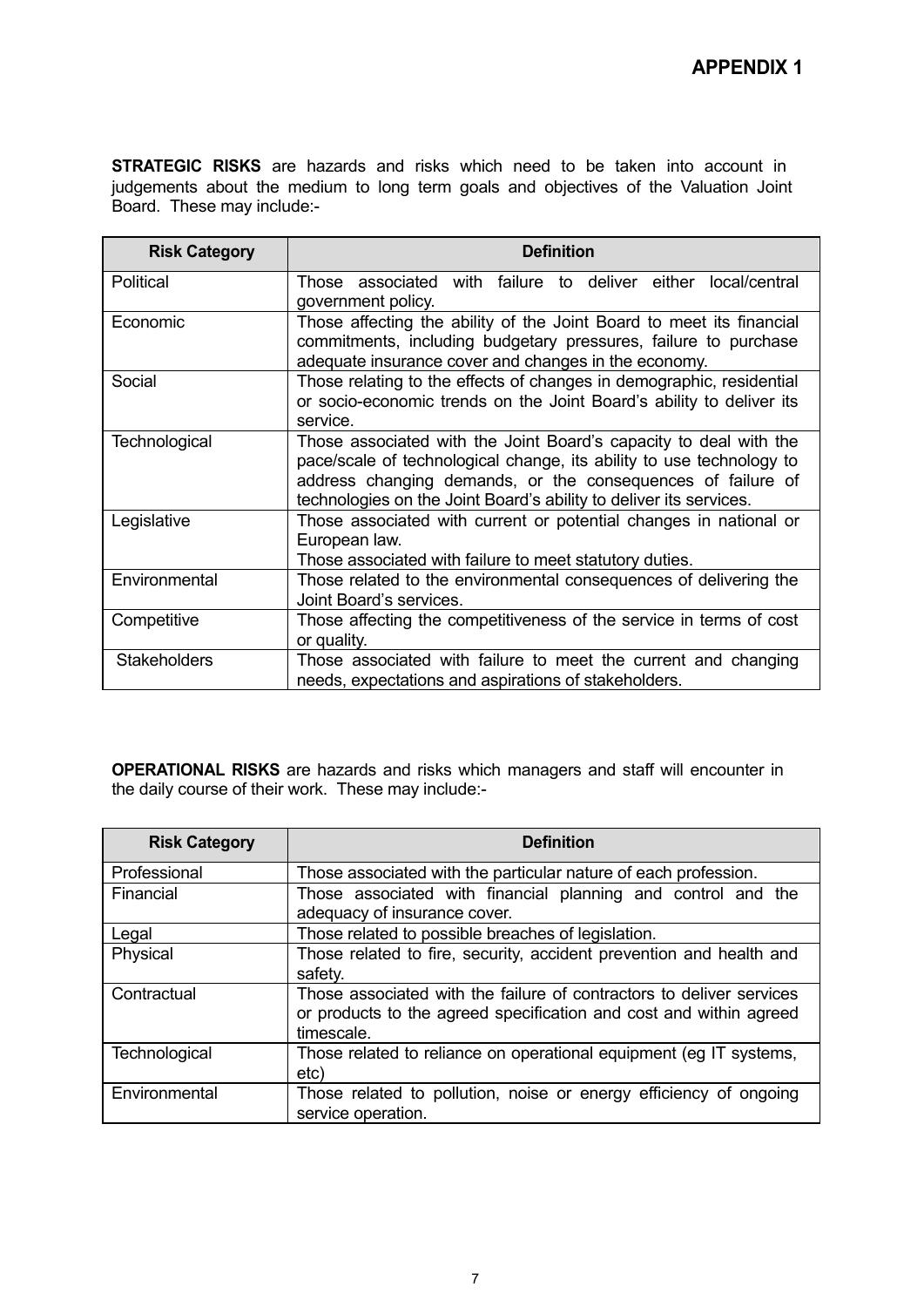# APPENDIX 1

**STRATEGIC RISKS** are hazards and risks which need to be taken into account in judgements about the medium to long term goals and objectives of the Valuation Joint Board. These may include:-

| Risk Category | Definition |
|---|---|
| Political | Those associated with failure to deliver either local/central government policy. |
| Economic | Those affecting the ability of the Joint Board to meet its financial commitments, including budgetary pressures, failure to purchase adequate insurance cover and changes in the economy. |
| Social | Those relating to the effects of changes in demographic, residential or socio-economic trends on the Joint Board's ability to deliver its service. |
| Technological | Those associated with the Joint Board's capacity to deal with the pace/scale of technological change, its ability to use technology to address changing demands, or the consequences of failure of technologies on the Joint Board's ability to deliver its services. |
| Legislative | Those associated with current or potential changes in national or European law.<br>Those associated with failure to meet statutory duties. |
| Environmental | Those related to the environmental consequences of delivering the Joint Board's services. |
| Competitive | Those affecting the competitiveness of the service in terms of cost or quality. |
| Stakeholders | Those associated with failure to meet the current and changing needs, expectations and aspirations of stakeholders. |

**OPERATIONAL RISKS** are hazards and risks which managers and staff will encounter in the daily course of their work. These may include:-

| Risk Category | Definition |
|---|---|
| Professional | Those associated with the particular nature of each profession. |
| Financial | Those associated with financial planning and control and the adequacy of insurance cover. |
| Legal | Those related to possible breaches of legislation. |
| Physical | Those related to fire, security, accident prevention and health and safety. |
| Contractual | Those associated with the failure of contractors to deliver services or products to the agreed specification and cost and within agreed timescale. |
| Technological | Those related to reliance on operational equipment (eg IT systems, etc) |
| Environmental | Those related to pollution, noise or energy efficiency of ongoing service operation. |